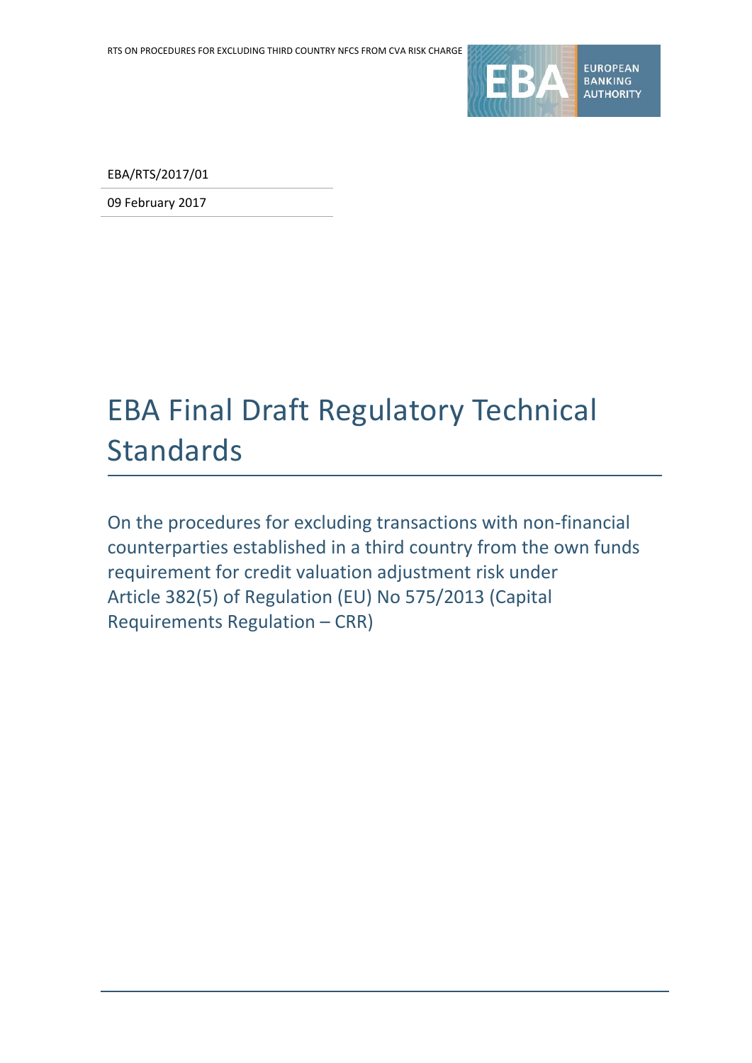EBA/RTS/2017/01

09 February 2017

# EBA Final Draft Regulatory Technical Standards

On the procedures for excluding transactions with non-financial counterparties established in a third country from the own funds requirement for credit valuation adjustment risk under Article 382(5) of Regulation (EU) No 575/2013 (Capital Requirements Regulation – CRR)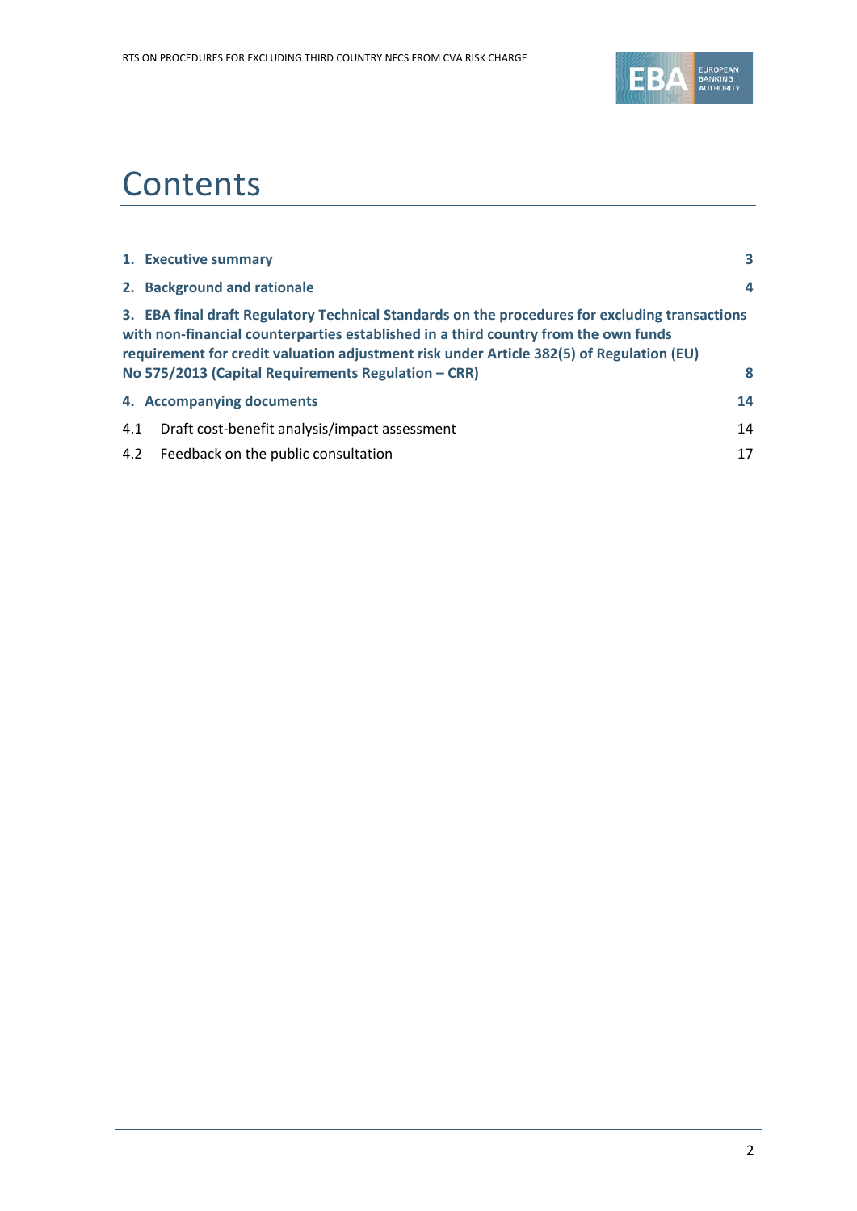# Contents

| | |
|---|---|
| **1. Executive summary** | **3** |
| **2. Background and rationale** | **4** |
| **3. EBA final draft Regulatory Technical Standards on the procedures for excluding transactions with non-financial counterparties established in a third country from the own funds requirement for credit valuation adjustment risk under Article 382(5) of Regulation (EU) No 575/2013 (Capital Requirements Regulation – CRR)** | **8** |
| **4. Accompanying documents** | **14** |
| 4.1 Draft cost-benefit analysis/impact assessment | 14 |
| 4.2 Feedback on the public consultation | 17 |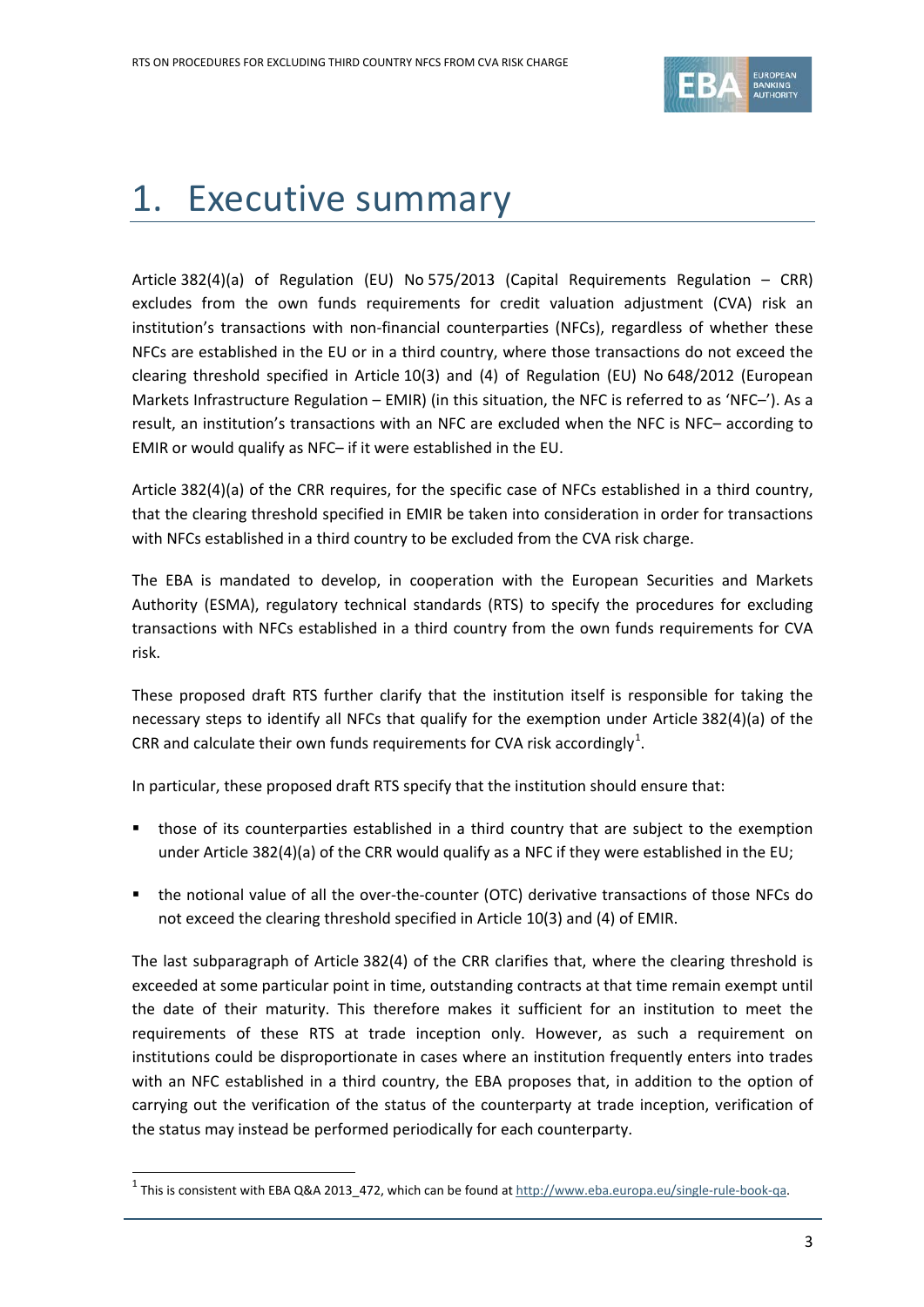# 1. Executive summary

Article 382(4)(a) of Regulation (EU) No 575/2013 (Capital Requirements Regulation – CRR) excludes from the own funds requirements for credit valuation adjustment (CVA) risk an institution's transactions with non-financial counterparties (NFCs), regardless of whether these NFCs are established in the EU or in a third country, where those transactions do not exceed the clearing threshold specified in Article 10(3) and (4) of Regulation (EU) No 648/2012 (European Markets Infrastructure Regulation – EMIR) (in this situation, the NFC is referred to as 'NFC–'). As a result, an institution's transactions with an NFC are excluded when the NFC is NFC– according to EMIR or would qualify as NFC– if it were established in the EU.

Article 382(4)(a) of the CRR requires, for the specific case of NFCs established in a third country, that the clearing threshold specified in EMIR be taken into consideration in order for transactions with NFCs established in a third country to be excluded from the CVA risk charge.

The EBA is mandated to develop, in cooperation with the European Securities and Markets Authority (ESMA), regulatory technical standards (RTS) to specify the procedures for excluding transactions with NFCs established in a third country from the own funds requirements for CVA risk.

These proposed draft RTS further clarify that the institution itself is responsible for taking the necessary steps to identify all NFCs that qualify for the exemption under Article 382(4)(a) of the CRR and calculate their own funds requirements for CVA risk accordingly[1].

In particular, these proposed draft RTS specify that the institution should ensure that:

- those of its counterparties established in a third country that are subject to the exemption under Article 382(4)(a) of the CRR would qualify as a NFC if they were established in the EU;
- the notional value of all the over-the-counter (OTC) derivative transactions of those NFCs do not exceed the clearing threshold specified in Article 10(3) and (4) of EMIR.

The last subparagraph of Article 382(4) of the CRR clarifies that, where the clearing threshold is exceeded at some particular point in time, outstanding contracts at that time remain exempt until the date of their maturity. This therefore makes it sufficient for an institution to meet the requirements of these RTS at trade inception only. However, as such a requirement on institutions could be disproportionate in cases where an institution frequently enters into trades with an NFC established in a third country, the EBA proposes that, in addition to the option of carrying out the verification of the status of the counterparty at trade inception, verification of the status may instead be performed periodically for each counterparty.

[1] This is consistent with EBA Q&A 2013_472, which can be found at http://www.eba.europa.eu/single-rule-book-qa.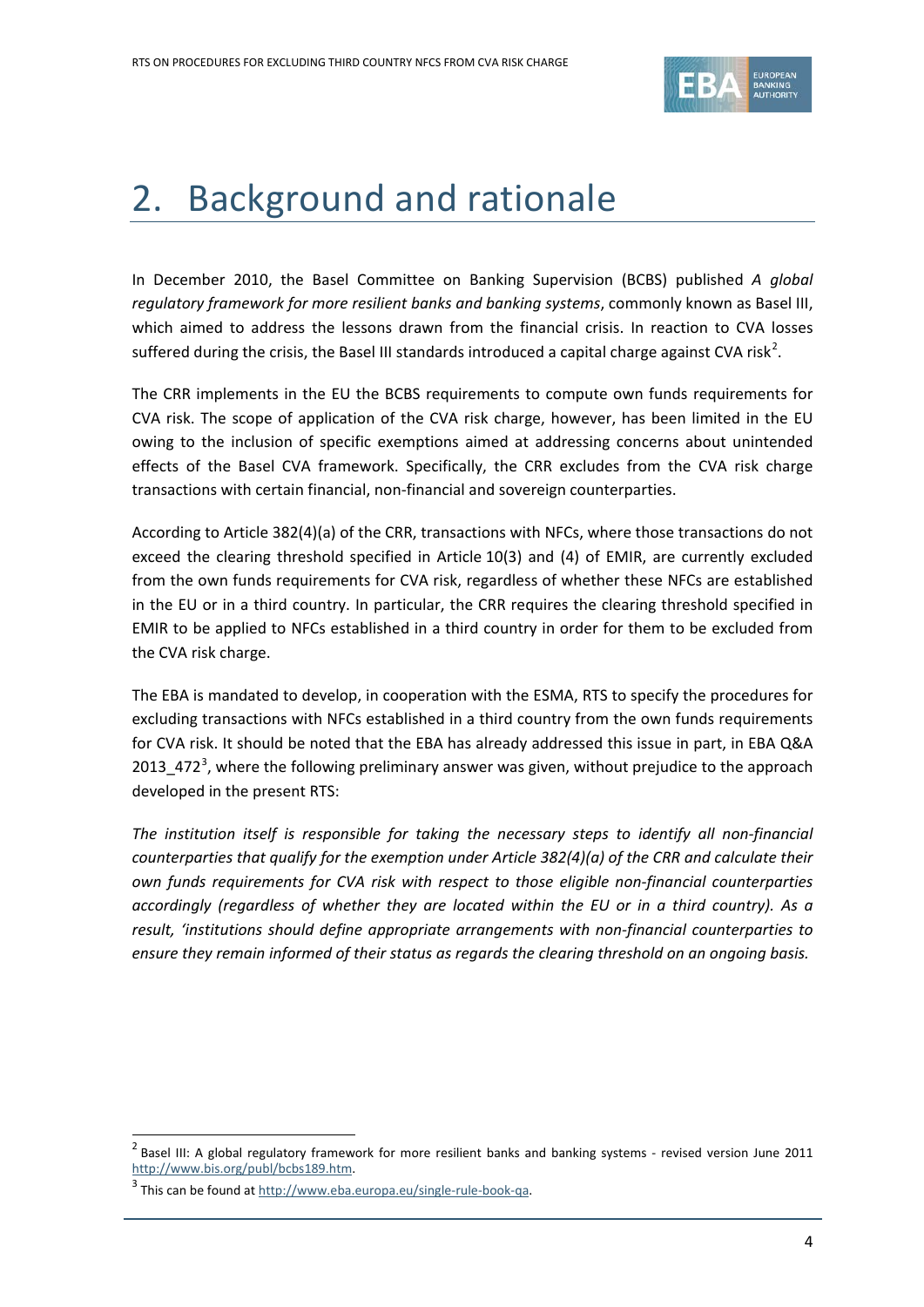# 2. Background and rationale

In December 2010, the Basel Committee on Banking Supervision (BCBS) published *A global regulatory framework for more resilient banks and banking systems*, commonly known as Basel III, which aimed to address the lessons drawn from the financial crisis. In reaction to CVA losses suffered during the crisis, the Basel III standards introduced a capital charge against CVA risk[2].

The CRR implements in the EU the BCBS requirements to compute own funds requirements for CVA risk. The scope of application of the CVA risk charge, however, has been limited in the EU owing to the inclusion of specific exemptions aimed at addressing concerns about unintended effects of the Basel CVA framework. Specifically, the CRR excludes from the CVA risk charge transactions with certain financial, non-financial and sovereign counterparties.

According to Article 382(4)(a) of the CRR, transactions with NFCs, where those transactions do not exceed the clearing threshold specified in Article 10(3) and (4) of EMIR, are currently excluded from the own funds requirements for CVA risk, regardless of whether these NFCs are established in the EU or in a third country. In particular, the CRR requires the clearing threshold specified in EMIR to be applied to NFCs established in a third country in order for them to be excluded from the CVA risk charge.

The EBA is mandated to develop, in cooperation with the ESMA, RTS to specify the procedures for excluding transactions with NFCs established in a third country from the own funds requirements for CVA risk. It should be noted that the EBA has already addressed this issue in part, in EBA Q&A 2013_472[3], where the following preliminary answer was given, without prejudice to the approach developed in the present RTS:

*The institution itself is responsible for taking the necessary steps to identify all non-financial counterparties that qualify for the exemption under Article 382(4)(a) of the CRR and calculate their own funds requirements for CVA risk with respect to those eligible non-financial counterparties accordingly (regardless of whether they are located within the EU or in a third country). As a result, 'institutions should define appropriate arrangements with non-financial counterparties to ensure they remain informed of their status as regards the clearing threshold on an ongoing basis.*

---

[2] Basel III: A global regulatory framework for more resilient banks and banking systems - revised version June 2011 http://www.bis.org/publ/bcbs189.htm.

[3] This can be found at http://www.eba.europa.eu/single-rule-book-qa.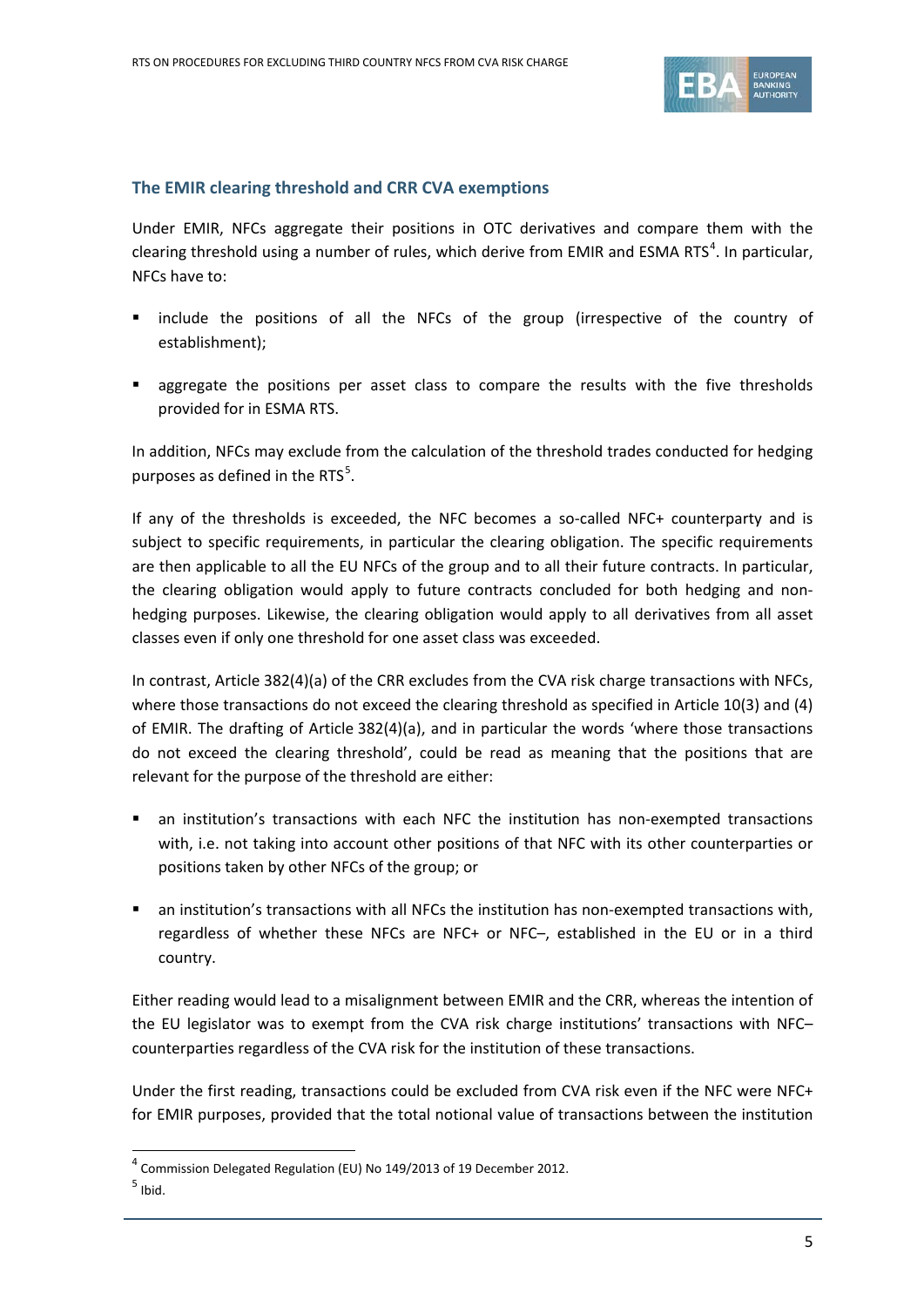### The EMIR clearing threshold and CRR CVA exemptions

Under EMIR, NFCs aggregate their positions in OTC derivatives and compare them with the clearing threshold using a number of rules, which derive from EMIR and ESMA RTS[4]. In particular, NFCs have to:

- include the positions of all the NFCs of the group (irrespective of the country of establishment);
- aggregate the positions per asset class to compare the results with the five thresholds provided for in ESMA RTS.

In addition, NFCs may exclude from the calculation of the threshold trades conducted for hedging purposes as defined in the RTS[5].

If any of the thresholds is exceeded, the NFC becomes a so-called NFC+ counterparty and is subject to specific requirements, in particular the clearing obligation. The specific requirements are then applicable to all the EU NFCs of the group and to all their future contracts. In particular, the clearing obligation would apply to future contracts concluded for both hedging and non-hedging purposes. Likewise, the clearing obligation would apply to all derivatives from all asset classes even if only one threshold for one asset class was exceeded.

In contrast, Article 382(4)(a) of the CRR excludes from the CVA risk charge transactions with NFCs, where those transactions do not exceed the clearing threshold as specified in Article 10(3) and (4) of EMIR. The drafting of Article 382(4)(a), and in particular the words 'where those transactions do not exceed the clearing threshold', could be read as meaning that the positions that are relevant for the purpose of the threshold are either:

- an institution's transactions with each NFC the institution has non-exempted transactions with, i.e. not taking into account other positions of that NFC with its other counterparties or positions taken by other NFCs of the group; or
- an institution's transactions with all NFCs the institution has non-exempted transactions with, regardless of whether these NFCs are NFC+ or NFC–, established in the EU or in a third country.

Either reading would lead to a misalignment between EMIR and the CRR, whereas the intention of the EU legislator was to exempt from the CVA risk charge institutions' transactions with NFC– counterparties regardless of the CVA risk for the institution of these transactions.

Under the first reading, transactions could be excluded from CVA risk even if the NFC were NFC+ for EMIR purposes, provided that the total notional value of transactions between the institution

---

[4] Commission Delegated Regulation (EU) No 149/2013 of 19 December 2012.

[5] Ibid.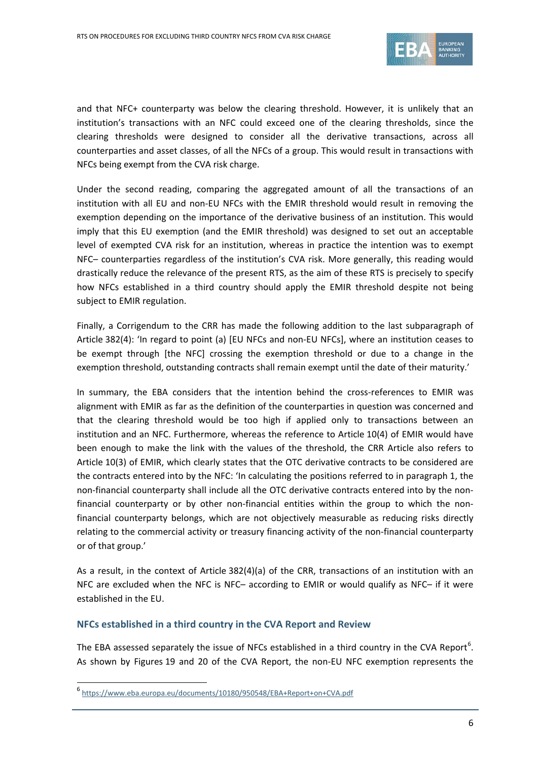and that NFC+ counterparty was below the clearing threshold. However, it is unlikely that an institution's transactions with an NFC could exceed one of the clearing thresholds, since the clearing thresholds were designed to consider all the derivative transactions, across all counterparties and asset classes, of all the NFCs of a group. This would result in transactions with NFCs being exempt from the CVA risk charge.

Under the second reading, comparing the aggregated amount of all the transactions of an institution with all EU and non-EU NFCs with the EMIR threshold would result in removing the exemption depending on the importance of the derivative business of an institution. This would imply that this EU exemption (and the EMIR threshold) was designed to set out an acceptable level of exempted CVA risk for an institution, whereas in practice the intention was to exempt NFC– counterparties regardless of the institution's CVA risk. More generally, this reading would drastically reduce the relevance of the present RTS, as the aim of these RTS is precisely to specify how NFCs established in a third country should apply the EMIR threshold despite not being subject to EMIR regulation.

Finally, a Corrigendum to the CRR has made the following addition to the last subparagraph of Article 382(4): 'In regard to point (a) [EU NFCs and non-EU NFCs], where an institution ceases to be exempt through [the NFC] crossing the exemption threshold or due to a change in the exemption threshold, outstanding contracts shall remain exempt until the date of their maturity.'

In summary, the EBA considers that the intention behind the cross-references to EMIR was alignment with EMIR as far as the definition of the counterparties in question was concerned and that the clearing threshold would be too high if applied only to transactions between an institution and an NFC. Furthermore, whereas the reference to Article 10(4) of EMIR would have been enough to make the link with the values of the threshold, the CRR Article also refers to Article 10(3) of EMIR, which clearly states that the OTC derivative contracts to be considered are the contracts entered into by the NFC: 'In calculating the positions referred to in paragraph 1, the non-financial counterparty shall include all the OTC derivative contracts entered into by the non-financial counterparty or by other non-financial entities within the group to which the non-financial counterparty belongs, which are not objectively measurable as reducing risks directly relating to the commercial activity or treasury financing activity of the non-financial counterparty or of that group.'

As a result, in the context of Article 382(4)(a) of the CRR, transactions of an institution with an NFC are excluded when the NFC is NFC– according to EMIR or would qualify as NFC– if it were established in the EU.

### NFCs established in a third country in the CVA Report and Review

The EBA assessed separately the issue of NFCs established in a third country in the CVA Report[6]. As shown by Figures 19 and 20 of the CVA Report, the non-EU NFC exemption represents the

[6] https://www.eba.europa.eu/documents/10180/950548/EBA+Report+on+CVA.pdf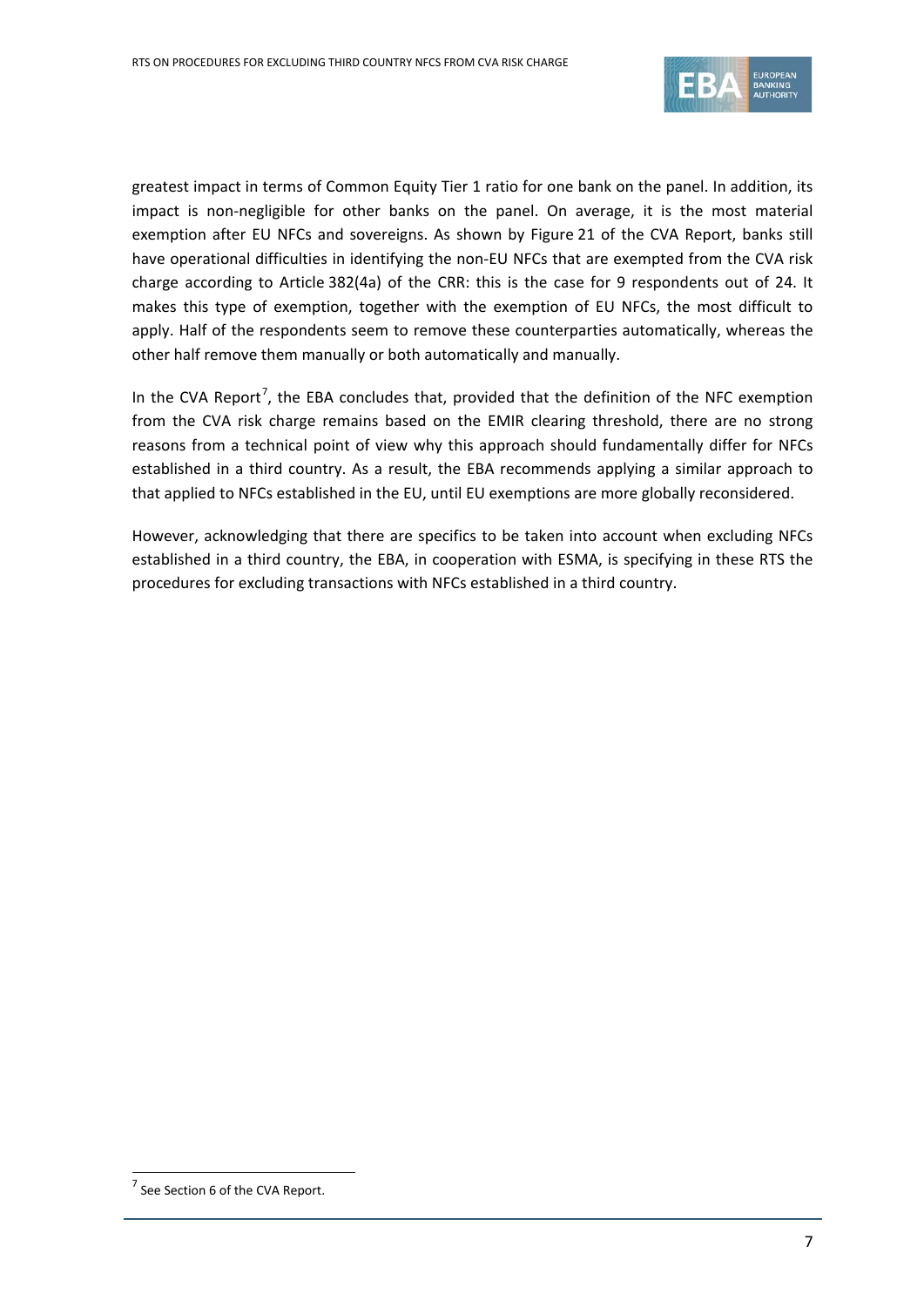greatest impact in terms of Common Equity Tier 1 ratio for one bank on the panel. In addition, its impact is non-negligible for other banks on the panel. On average, it is the most material exemption after EU NFCs and sovereigns. As shown by Figure 21 of the CVA Report, banks still have operational difficulties in identifying the non-EU NFCs that are exempted from the CVA risk charge according to Article 382(4a) of the CRR: this is the case for 9 respondents out of 24. It makes this type of exemption, together with the exemption of EU NFCs, the most difficult to apply. Half of the respondents seem to remove these counterparties automatically, whereas the other half remove them manually or both automatically and manually.

In the CVA Report[7], the EBA concludes that, provided that the definition of the NFC exemption from the CVA risk charge remains based on the EMIR clearing threshold, there are no strong reasons from a technical point of view why this approach should fundamentally differ for NFCs established in a third country. As a result, the EBA recommends applying a similar approach to that applied to NFCs established in the EU, until EU exemptions are more globally reconsidered.

However, acknowledging that there are specifics to be taken into account when excluding NFCs established in a third country, the EBA, in cooperation with ESMA, is specifying in these RTS the procedures for excluding transactions with NFCs established in a third country.

[7] See Section 6 of the CVA Report.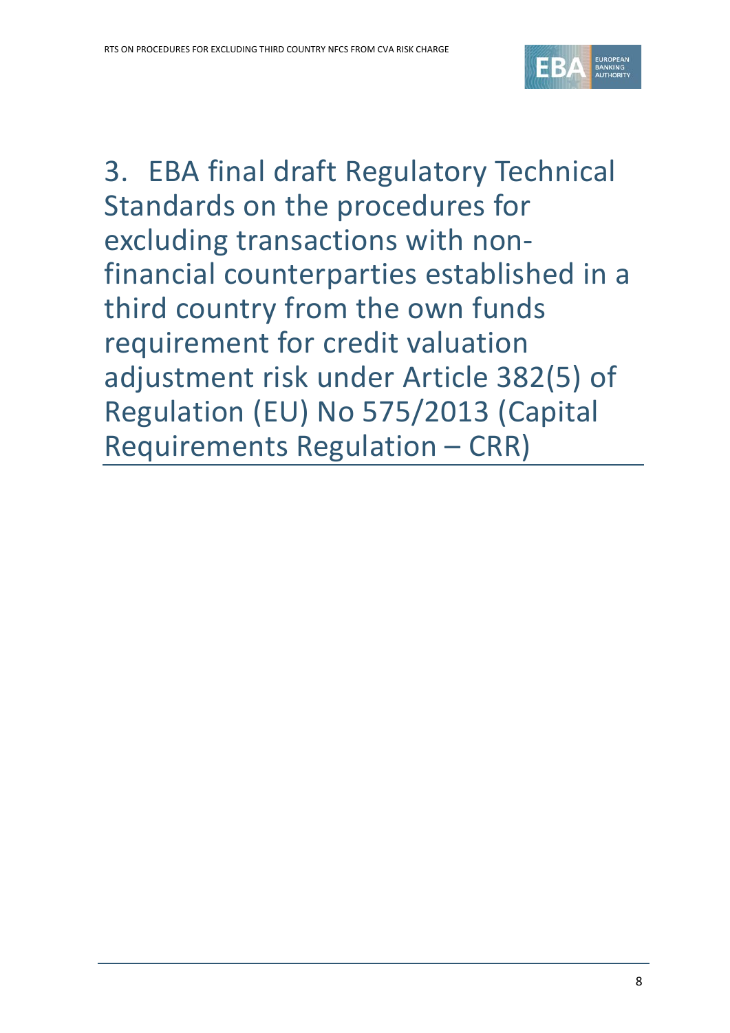# 3. EBA final draft Regulatory Technical Standards on the procedures for excluding transactions with non-financial counterparties established in a third country from the own funds requirement for credit valuation adjustment risk under Article 382(5) of Regulation (EU) No 575/2013 (Capital Requirements Regulation – CRR)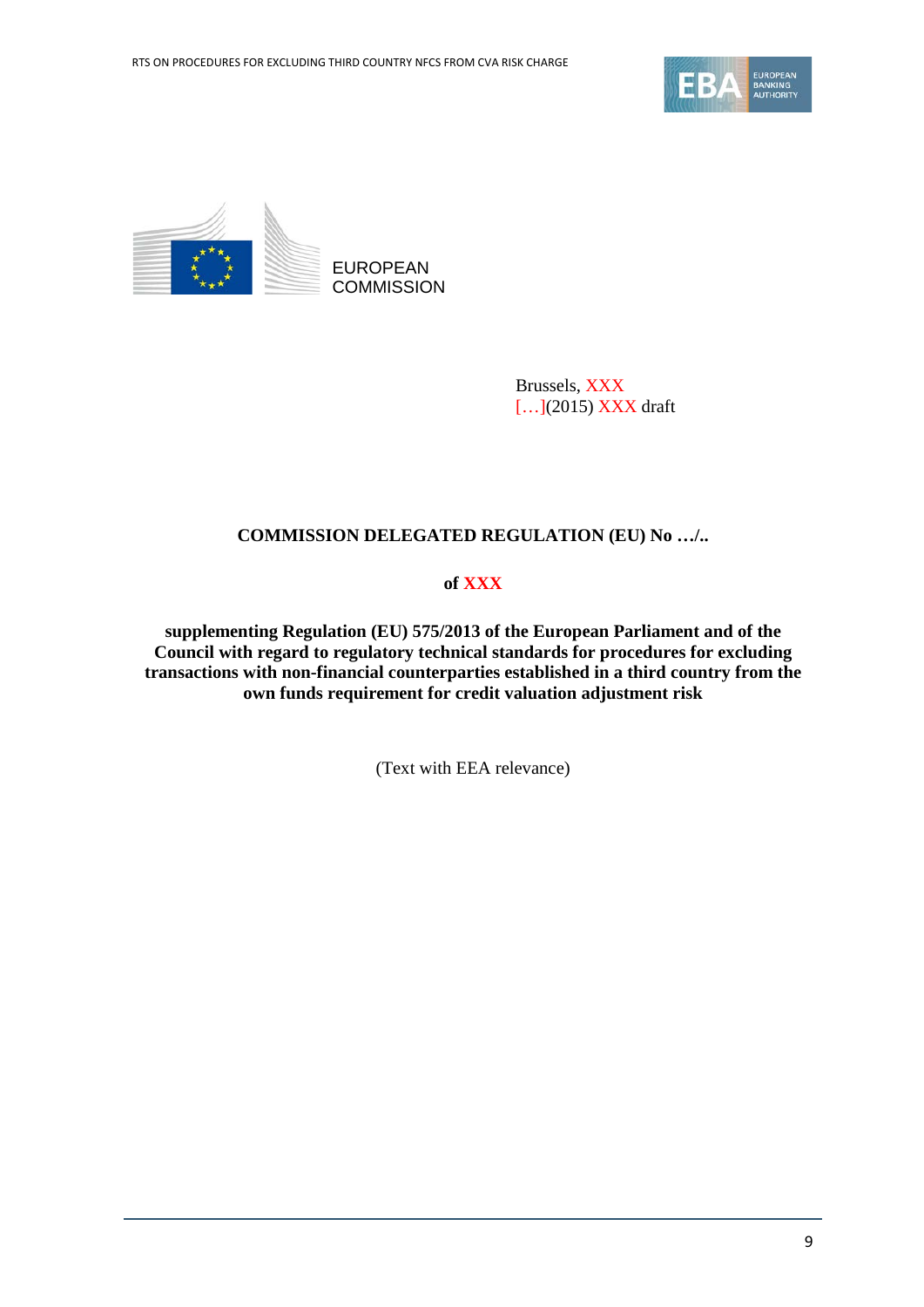EUROPEAN COMMISSION

Brussels, XXX
[…](2015) XXX draft

**COMMISSION DELEGATED REGULATION (EU) No …/..**

**of XXX**

**supplementing Regulation (EU) 575/2013 of the European Parliament and of the Council with regard to regulatory technical standards for procedures for excluding transactions with non-financial counterparties established in a third country from the own funds requirement for credit valuation adjustment risk**

(Text with EEA relevance)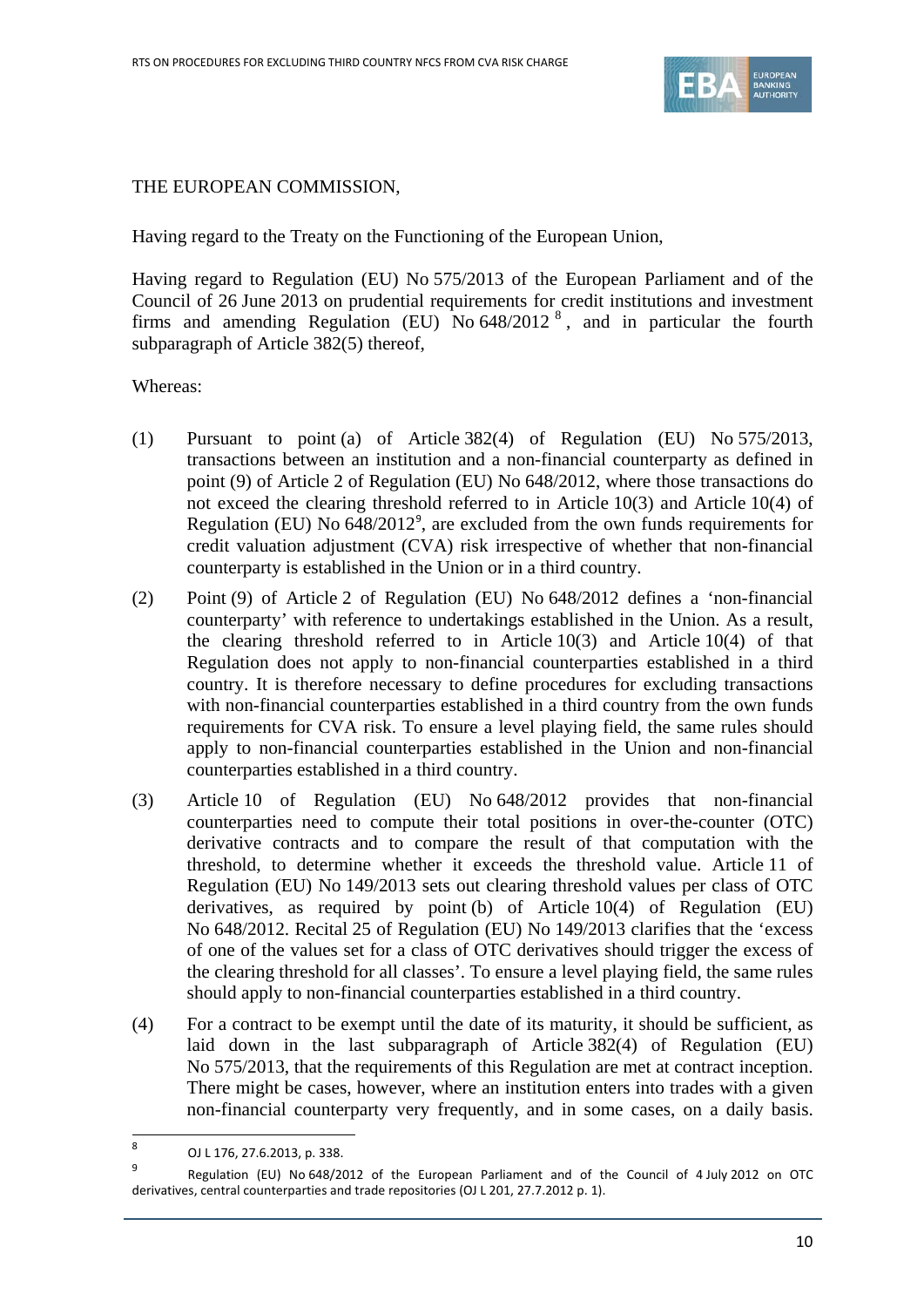THE EUROPEAN COMMISSION,

Having regard to the Treaty on the Functioning of the European Union,

Having regard to Regulation (EU) No 575/2013 of the European Parliament and of the Council of 26 June 2013 on prudential requirements for credit institutions and investment firms and amending Regulation (EU) No 648/2012 [8], and in particular the fourth subparagraph of Article 382(5) thereof,

Whereas:

(1) Pursuant to point (a) of Article 382(4) of Regulation (EU) No 575/2013, transactions between an institution and a non-financial counterparty as defined in point (9) of Article 2 of Regulation (EU) No 648/2012, where those transactions do not exceed the clearing threshold referred to in Article 10(3) and Article 10(4) of Regulation (EU) No 648/2012[9], are excluded from the own funds requirements for credit valuation adjustment (CVA) risk irrespective of whether that non-financial counterparty is established in the Union or in a third country.

(2) Point (9) of Article 2 of Regulation (EU) No 648/2012 defines a 'non-financial counterparty' with reference to undertakings established in the Union. As a result, the clearing threshold referred to in Article 10(3) and Article 10(4) of that Regulation does not apply to non-financial counterparties established in a third country. It is therefore necessary to define procedures for excluding transactions with non-financial counterparties established in a third country from the own funds requirements for CVA risk. To ensure a level playing field, the same rules should apply to non-financial counterparties established in the Union and non-financial counterparties established in a third country.

(3) Article 10 of Regulation (EU) No 648/2012 provides that non-financial counterparties need to compute their total positions in over-the-counter (OTC) derivative contracts and to compare the result of that computation with the threshold, to determine whether it exceeds the threshold value. Article 11 of Regulation (EU) No 149/2013 sets out clearing threshold values per class of OTC derivatives, as required by point (b) of Article 10(4) of Regulation (EU) No 648/2012. Recital 25 of Regulation (EU) No 149/2013 clarifies that the 'excess of one of the values set for a class of OTC derivatives should trigger the excess of the clearing threshold for all classes'. To ensure a level playing field, the same rules should apply to non-financial counterparties established in a third country.

(4) For a contract to be exempt until the date of its maturity, it should be sufficient, as laid down in the last subparagraph of Article 382(4) of Regulation (EU) No 575/2013, that the requirements of this Regulation are met at contract inception. There might be cases, however, where an institution enters into trades with a given non-financial counterparty very frequently, and in some cases, on a daily basis.

---

[8] OJ L 176, 27.6.2013, p. 338.

[9] Regulation (EU) No 648/2012 of the European Parliament and of the Council of 4 July 2012 on OTC derivatives, central counterparties and trade repositories (OJ L 201, 27.7.2012 p. 1).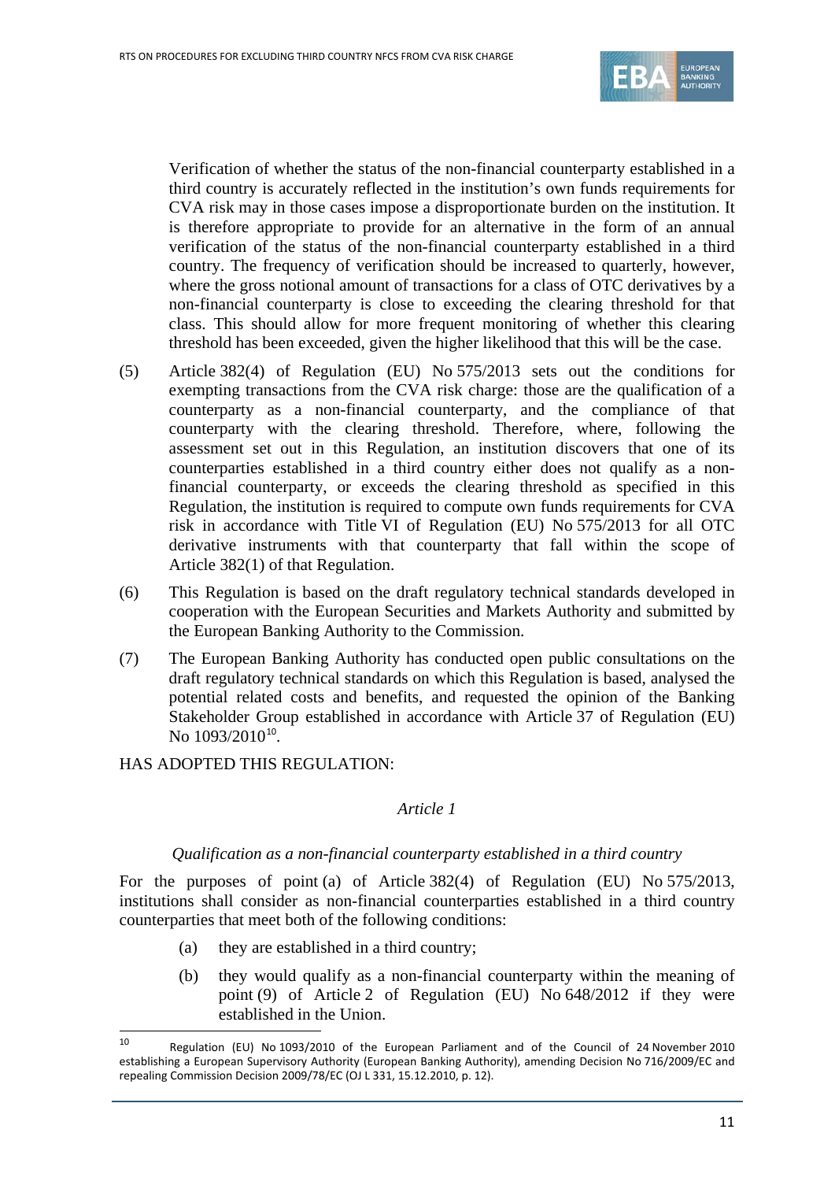Verification of whether the status of the non-financial counterparty established in a third country is accurately reflected in the institution's own funds requirements for CVA risk may in those cases impose a disproportionate burden on the institution. It is therefore appropriate to provide for an alternative in the form of an annual verification of the status of the non-financial counterparty established in a third country. The frequency of verification should be increased to quarterly, however, where the gross notional amount of transactions for a class of OTC derivatives by a non-financial counterparty is close to exceeding the clearing threshold for that class. This should allow for more frequent monitoring of whether this clearing threshold has been exceeded, given the higher likelihood that this will be the case.

(5) Article 382(4) of Regulation (EU) No 575/2013 sets out the conditions for exempting transactions from the CVA risk charge: those are the qualification of a counterparty as a non-financial counterparty, and the compliance of that counterparty with the clearing threshold. Therefore, where, following the assessment set out in this Regulation, an institution discovers that one of its counterparties established in a third country either does not qualify as a non-financial counterparty, or exceeds the clearing threshold as specified in this Regulation, the institution is required to compute own funds requirements for CVA risk in accordance with Title VI of Regulation (EU) No 575/2013 for all OTC derivative instruments with that counterparty that fall within the scope of Article 382(1) of that Regulation.

(6) This Regulation is based on the draft regulatory technical standards developed in cooperation with the European Securities and Markets Authority and submitted by the European Banking Authority to the Commission.

(7) The European Banking Authority has conducted open public consultations on the draft regulatory technical standards on which this Regulation is based, analysed the potential related costs and benefits, and requested the opinion of the Banking Stakeholder Group established in accordance with Article 37 of Regulation (EU) No 1093/2010[10].

HAS ADOPTED THIS REGULATION:

*Article 1*

*Qualification as a non-financial counterparty established in a third country*

For the purposes of point (a) of Article 382(4) of Regulation (EU) No 575/2013, institutions shall consider as non-financial counterparties established in a third country counterparties that meet both of the following conditions:

(a) they are established in a third country;

(b) they would qualify as a non-financial counterparty within the meaning of point (9) of Article 2 of Regulation (EU) No 648/2012 if they were established in the Union.

[10] Regulation (EU) No 1093/2010 of the European Parliament and of the Council of 24 November 2010 establishing a European Supervisory Authority (European Banking Authority), amending Decision No 716/2009/EC and repealing Commission Decision 2009/78/EC (OJ L 331, 15.12.2010, p. 12).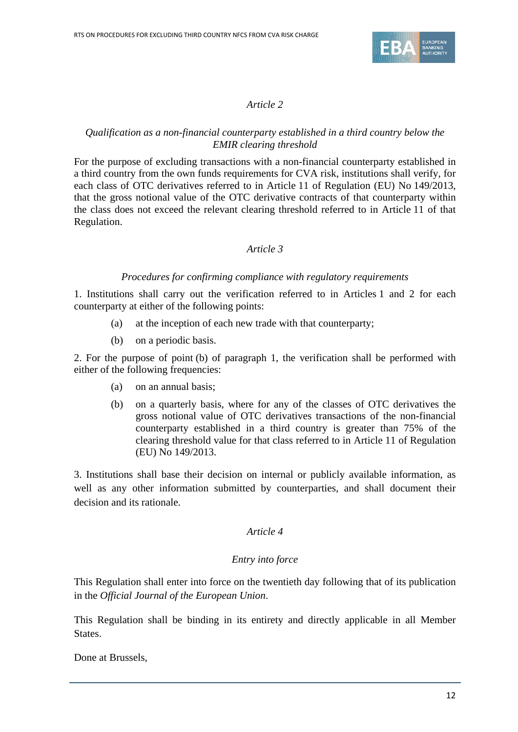*Article 2*

*Qualification as a non-financial counterparty established in a third country below the EMIR clearing threshold*

For the purpose of excluding transactions with a non-financial counterparty established in a third country from the own funds requirements for CVA risk, institutions shall verify, for each class of OTC derivatives referred to in Article 11 of Regulation (EU) No 149/2013, that the gross notional value of the OTC derivative contracts of that counterparty within the class does not exceed the relevant clearing threshold referred to in Article 11 of that Regulation.

*Article 3*

*Procedures for confirming compliance with regulatory requirements*

1. Institutions shall carry out the verification referred to in Articles 1 and 2 for each counterparty at either of the following points:

(a) at the inception of each new trade with that counterparty;

(b) on a periodic basis.

2. For the purpose of point (b) of paragraph 1, the verification shall be performed with either of the following frequencies:

(a) on an annual basis;

(b) on a quarterly basis, where for any of the classes of OTC derivatives the gross notional value of OTC derivatives transactions of the non-financial counterparty established in a third country is greater than 75% of the clearing threshold value for that class referred to in Article 11 of Regulation (EU) No 149/2013.

3. Institutions shall base their decision on internal or publicly available information, as well as any other information submitted by counterparties, and shall document their decision and its rationale.

*Article 4*

*Entry into force*

This Regulation shall enter into force on the twentieth day following that of its publication in the *Official Journal of the European Union*.

This Regulation shall be binding in its entirety and directly applicable in all Member States.

Done at Brussels,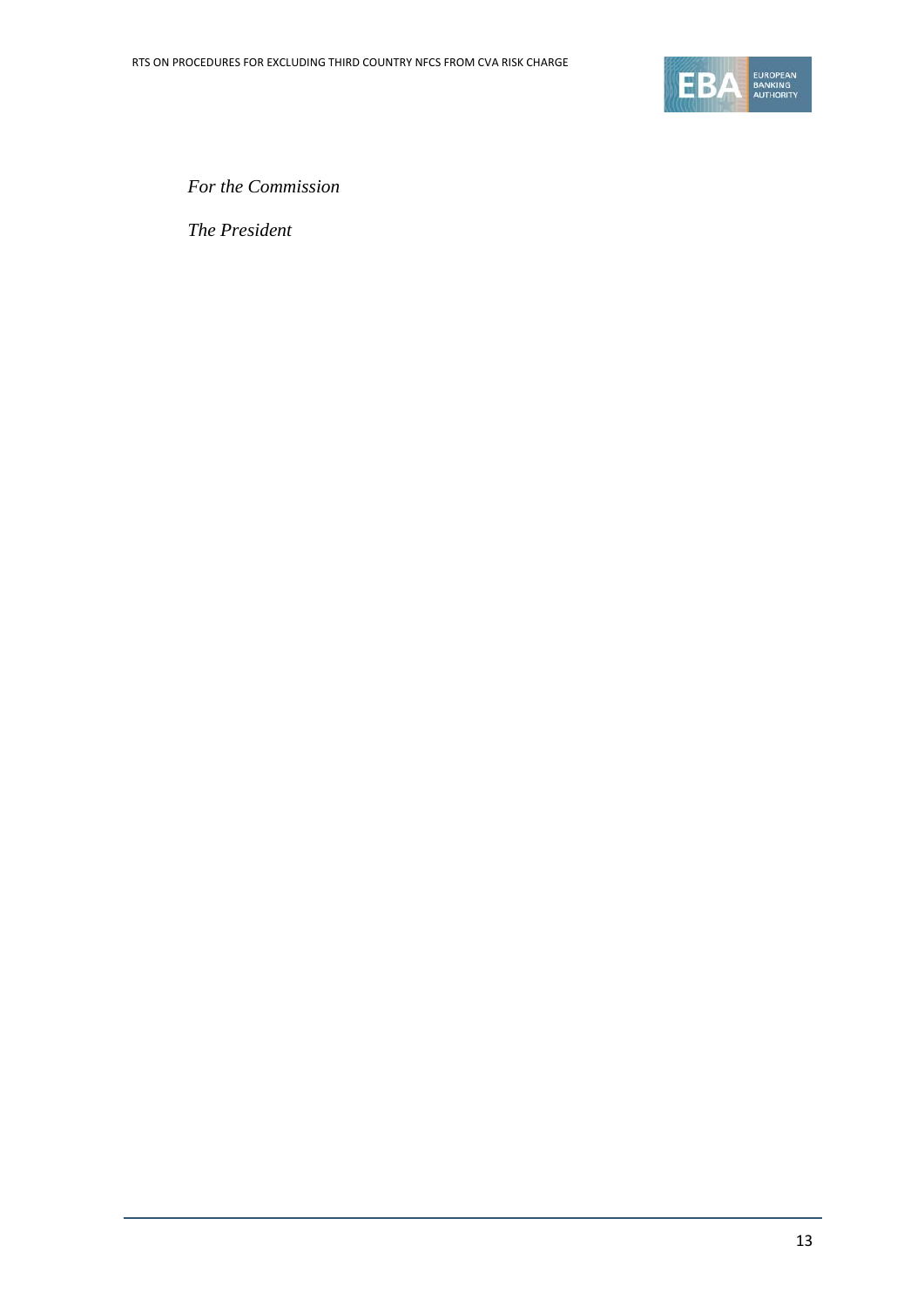*For the Commission*

*The President*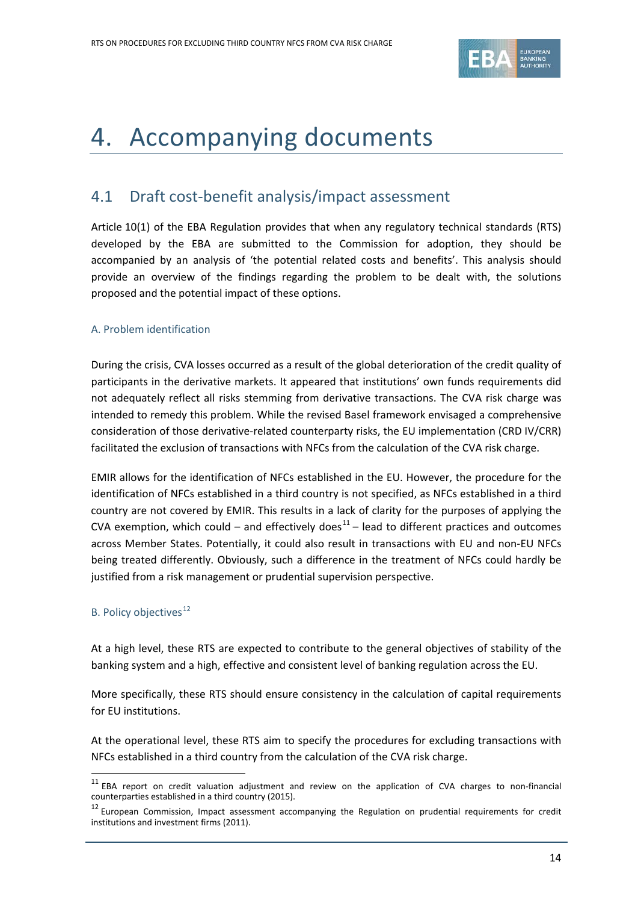# 4. Accompanying documents

## 4.1 Draft cost-benefit analysis/impact assessment

Article 10(1) of the EBA Regulation provides that when any regulatory technical standards (RTS) developed by the EBA are submitted to the Commission for adoption, they should be accompanied by an analysis of 'the potential related costs and benefits'. This analysis should provide an overview of the findings regarding the problem to be dealt with, the solutions proposed and the potential impact of these options.

### A. Problem identification

During the crisis, CVA losses occurred as a result of the global deterioration of the credit quality of participants in the derivative markets. It appeared that institutions' own funds requirements did not adequately reflect all risks stemming from derivative transactions. The CVA risk charge was intended to remedy this problem. While the revised Basel framework envisaged a comprehensive consideration of those derivative-related counterparty risks, the EU implementation (CRD IV/CRR) facilitated the exclusion of transactions with NFCs from the calculation of the CVA risk charge.

EMIR allows for the identification of NFCs established in the EU. However, the procedure for the identification of NFCs established in a third country is not specified, as NFCs established in a third country are not covered by EMIR. This results in a lack of clarity for the purposes of applying the CVA exemption, which could – and effectively does[11] – lead to different practices and outcomes across Member States. Potentially, it could also result in transactions with EU and non-EU NFCs being treated differently. Obviously, such a difference in the treatment of NFCs could hardly be justified from a risk management or prudential supervision perspective.

### B. Policy objectives[12]

At a high level, these RTS are expected to contribute to the general objectives of stability of the banking system and a high, effective and consistent level of banking regulation across the EU.

More specifically, these RTS should ensure consistency in the calculation of capital requirements for EU institutions.

At the operational level, these RTS aim to specify the procedures for excluding transactions with NFCs established in a third country from the calculation of the CVA risk charge.

---

[11] EBA report on credit valuation adjustment and review on the application of CVA charges to non-financial counterparties established in a third country (2015).

[12] European Commission, Impact assessment accompanying the Regulation on prudential requirements for credit institutions and investment firms (2011).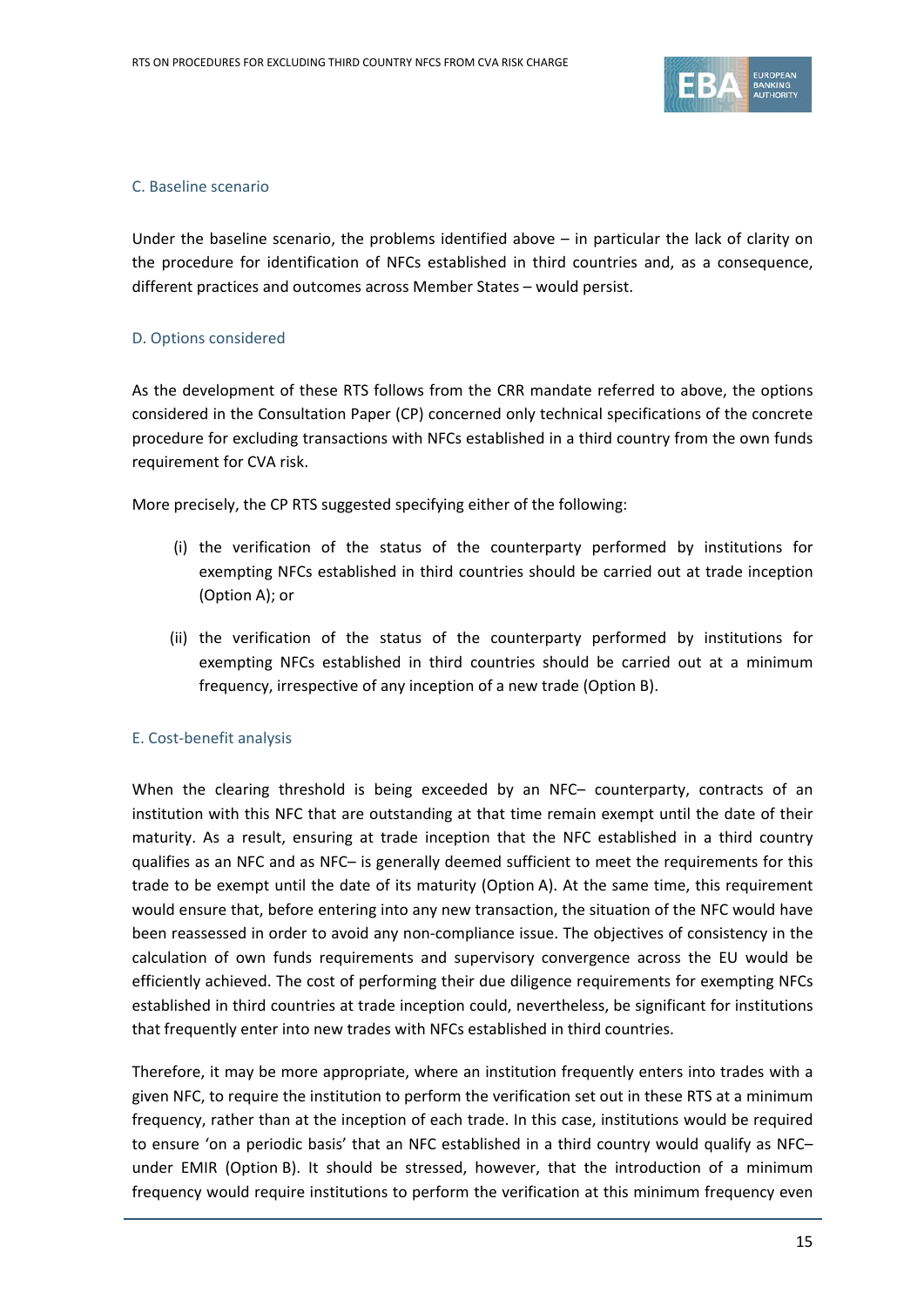### C. Baseline scenario

Under the baseline scenario, the problems identified above – in particular the lack of clarity on the procedure for identification of NFCs established in third countries and, as a consequence, different practices and outcomes across Member States – would persist.

### D. Options considered

As the development of these RTS follows from the CRR mandate referred to above, the options considered in the Consultation Paper (CP) concerned only technical specifications of the concrete procedure for excluding transactions with NFCs established in a third country from the own funds requirement for CVA risk.

More precisely, the CP RTS suggested specifying either of the following:

(i) the verification of the status of the counterparty performed by institutions for exempting NFCs established in third countries should be carried out at trade inception (Option A); or

(ii) the verification of the status of the counterparty performed by institutions for exempting NFCs established in third countries should be carried out at a minimum frequency, irrespective of any inception of a new trade (Option B).

### E. Cost-benefit analysis

When the clearing threshold is being exceeded by an NFC– counterparty, contracts of an institution with this NFC that are outstanding at that time remain exempt until the date of their maturity. As a result, ensuring at trade inception that the NFC established in a third country qualifies as an NFC and as NFC– is generally deemed sufficient to meet the requirements for this trade to be exempt until the date of its maturity (Option A). At the same time, this requirement would ensure that, before entering into any new transaction, the situation of the NFC would have been reassessed in order to avoid any non-compliance issue. The objectives of consistency in the calculation of own funds requirements and supervisory convergence across the EU would be efficiently achieved. The cost of performing their due diligence requirements for exempting NFCs established in third countries at trade inception could, nevertheless, be significant for institutions that frequently enter into new trades with NFCs established in third countries.

Therefore, it may be more appropriate, where an institution frequently enters into trades with a given NFC, to require the institution to perform the verification set out in these RTS at a minimum frequency, rather than at the inception of each trade. In this case, institutions would be required to ensure 'on a periodic basis' that an NFC established in a third country would qualify as NFC– under EMIR (Option B). It should be stressed, however, that the introduction of a minimum frequency would require institutions to perform the verification at this minimum frequency even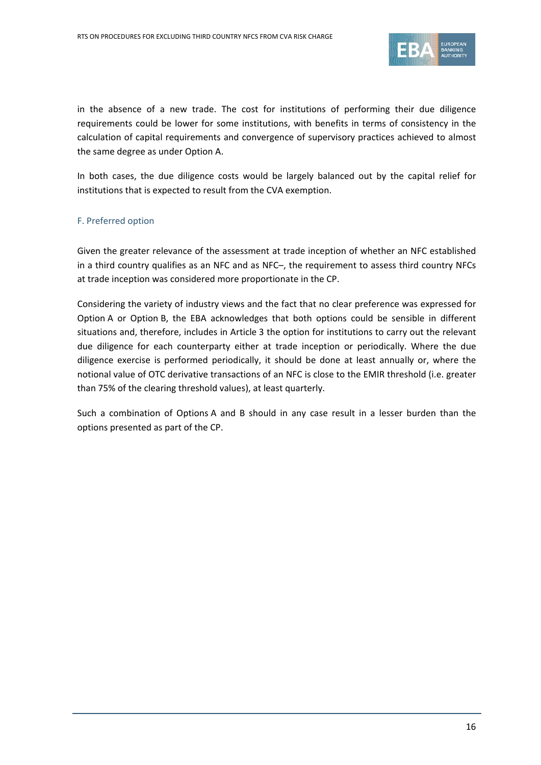in the absence of a new trade. The cost for institutions of performing their due diligence requirements could be lower for some institutions, with benefits in terms of consistency in the calculation of capital requirements and convergence of supervisory practices achieved to almost the same degree as under Option A.

In both cases, the due diligence costs would be largely balanced out by the capital relief for institutions that is expected to result from the CVA exemption.

### F. Preferred option

Given the greater relevance of the assessment at trade inception of whether an NFC established in a third country qualifies as an NFC and as NFC–, the requirement to assess third country NFCs at trade inception was considered more proportionate in the CP.

Considering the variety of industry views and the fact that no clear preference was expressed for Option A or Option B, the EBA acknowledges that both options could be sensible in different situations and, therefore, includes in Article 3 the option for institutions to carry out the relevant due diligence for each counterparty either at trade inception or periodically. Where the due diligence exercise is performed periodically, it should be done at least annually or, where the notional value of OTC derivative transactions of an NFC is close to the EMIR threshold (i.e. greater than 75% of the clearing threshold values), at least quarterly.

Such a combination of Options A and B should in any case result in a lesser burden than the options presented as part of the CP.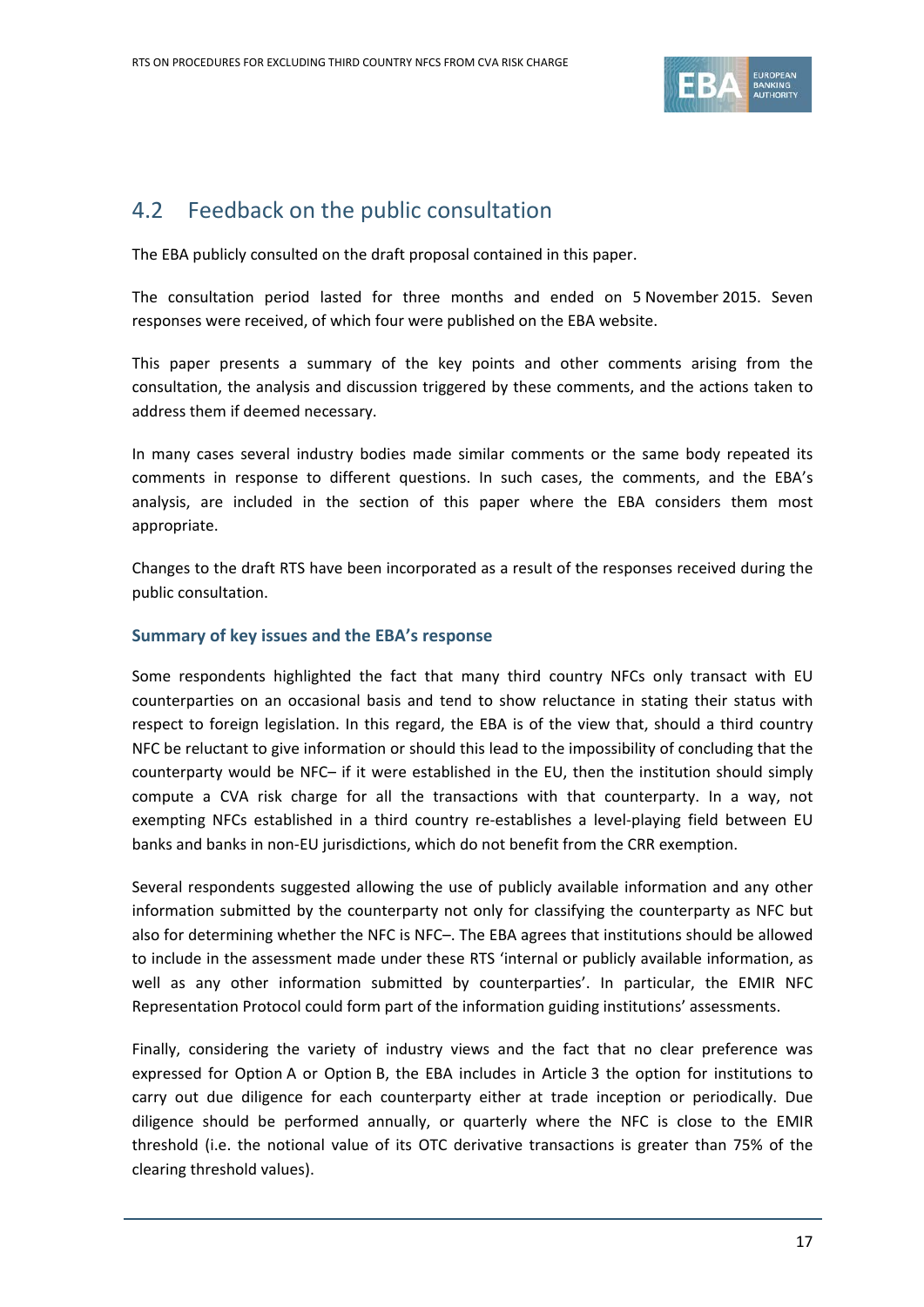## 4.2 Feedback on the public consultation

The EBA publicly consulted on the draft proposal contained in this paper.

The consultation period lasted for three months and ended on 5 November 2015. Seven responses were received, of which four were published on the EBA website.

This paper presents a summary of the key points and other comments arising from the consultation, the analysis and discussion triggered by these comments, and the actions taken to address them if deemed necessary.

In many cases several industry bodies made similar comments or the same body repeated its comments in response to different questions. In such cases, the comments, and the EBA's analysis, are included in the section of this paper where the EBA considers them most appropriate.

Changes to the draft RTS have been incorporated as a result of the responses received during the public consultation.

### Summary of key issues and the EBA's response

Some respondents highlighted the fact that many third country NFCs only transact with EU counterparties on an occasional basis and tend to show reluctance in stating their status with respect to foreign legislation. In this regard, the EBA is of the view that, should a third country NFC be reluctant to give information or should this lead to the impossibility of concluding that the counterparty would be NFC– if it were established in the EU, then the institution should simply compute a CVA risk charge for all the transactions with that counterparty. In a way, not exempting NFCs established in a third country re-establishes a level-playing field between EU banks and banks in non-EU jurisdictions, which do not benefit from the CRR exemption.

Several respondents suggested allowing the use of publicly available information and any other information submitted by the counterparty not only for classifying the counterparty as NFC but also for determining whether the NFC is NFC–. The EBA agrees that institutions should be allowed to include in the assessment made under these RTS 'internal or publicly available information, as well as any other information submitted by counterparties'. In particular, the EMIR NFC Representation Protocol could form part of the information guiding institutions' assessments.

Finally, considering the variety of industry views and the fact that no clear preference was expressed for Option A or Option B, the EBA includes in Article 3 the option for institutions to carry out due diligence for each counterparty either at trade inception or periodically. Due diligence should be performed annually, or quarterly where the NFC is close to the EMIR threshold (i.e. the notional value of its OTC derivative transactions is greater than 75% of the clearing threshold values).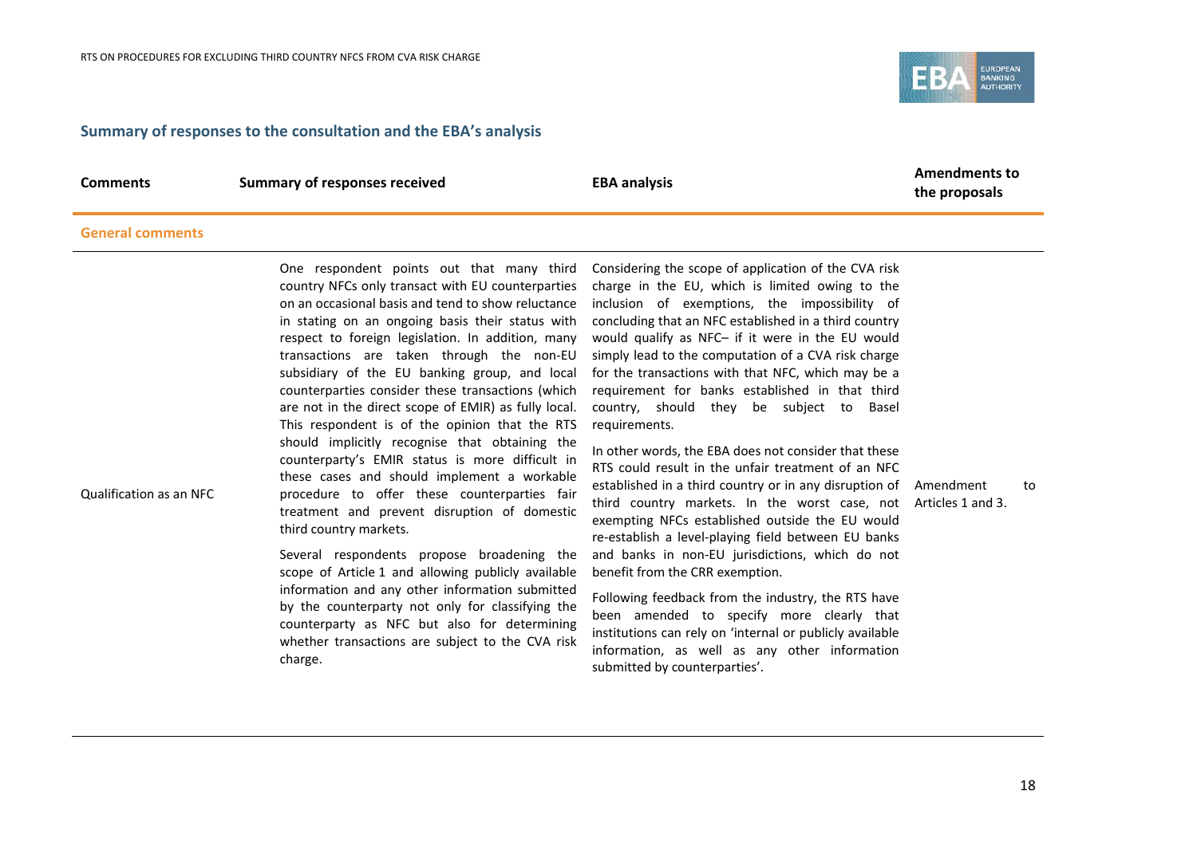## Summary of responses to the consultation and the EBA's analysis

| Comments | Summary of responses received | EBA analysis | Amendments to the proposals |
|---|---|---|---|
| **General comments** | | | |
| Qualification as an NFC | One respondent points out that many third country NFCs only transact with EU counterparties on an occasional basis and tend to show reluctance in stating on an ongoing basis their status with respect to foreign legislation. In addition, many transactions are taken through the non-EU subsidiary of the EU banking group, and local counterparties consider these transactions (which are not in the direct scope of EMIR) as fully local. This respondent is of the opinion that the RTS should implicitly recognise that obtaining the counterparty's EMIR status is more difficult in these cases and should implement a workable procedure to offer these counterparties fair treatment and prevent disruption of domestic third country markets.<br><br>Several respondents propose broadening the scope of Article 1 and allowing publicly available information and any other information submitted by the counterparty not only for classifying the counterparty as NFC but also for determining whether transactions are subject to the CVA risk charge. | Considering the scope of application of the CVA risk charge in the EU, which is limited owing to the inclusion of exemptions, the impossibility of concluding that an NFC established in a third country would qualify as NFC– if it were in the EU would simply lead to the computation of a CVA risk charge for the transactions with that NFC, which may be a requirement for banks established in that third country, should they be subject to Basel requirements.<br><br>In other words, the EBA does not consider that these RTS could result in the unfair treatment of an NFC established in a third country or in any disruption of third country markets. In the worst case, not exempting NFCs established outside the EU would re-establish a level-playing field between EU banks and banks in non-EU jurisdictions, which do not benefit from the CRR exemption.<br><br>Following feedback from the industry, the RTS have been amended to specify more clearly that institutions can rely on 'internal or publicly available information, as well as any other information submitted by counterparties'. | Amendment to Articles 1 and 3. |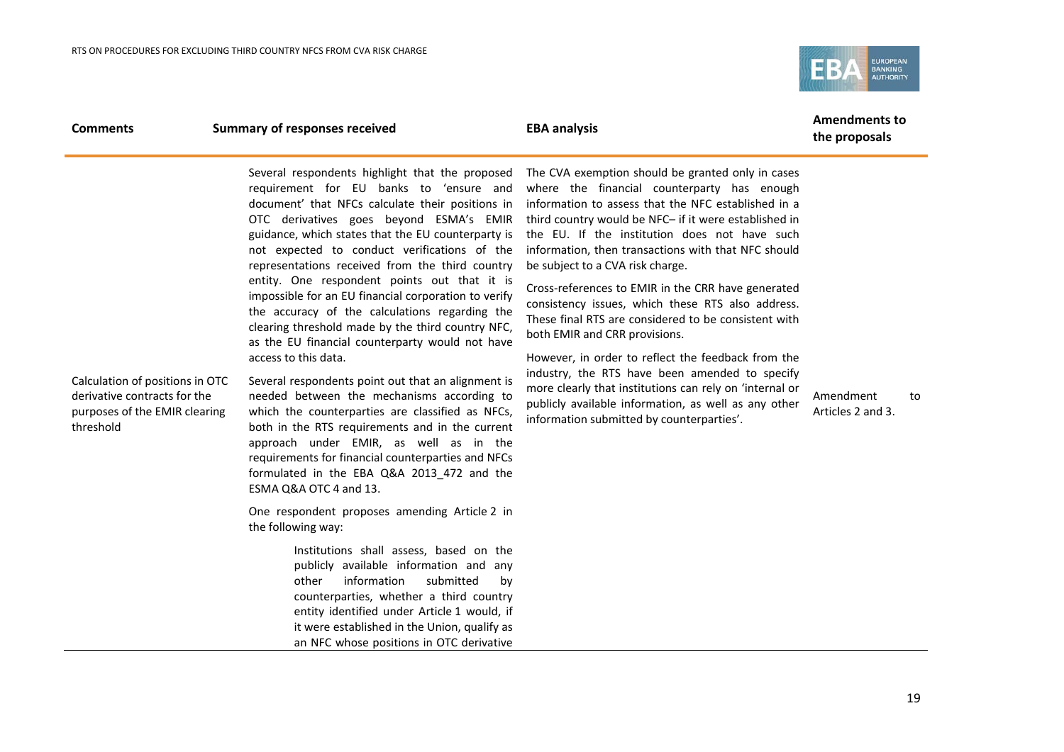| Comments | Summary of responses received | EBA analysis | Amendments to the proposals |
|---|---|---|---|
| Calculation of positions in OTC derivative contracts for the purposes of the EMIR clearing threshold | Several respondents highlight that the proposed requirement for EU banks to 'ensure and document' that NFCs calculate their positions in OTC derivatives goes beyond ESMA's EMIR guidance, which states that the EU counterparty is not expected to conduct verifications of the representations received from the third country entity. One respondent points out that it is impossible for an EU financial corporation to verify the accuracy of the calculations regarding the clearing threshold made by the third country NFC, as the EU financial counterparty would not have access to this data.<br><br>Several respondents point out that an alignment is needed between the mechanisms according to which the counterparties are classified as NFCs, both in the RTS requirements and in the current approach under EMIR, as well as in the requirements for financial counterparties and NFCs formulated in the EBA Q&A 2013_472 and the ESMA Q&A OTC 4 and 13.<br><br>One respondent proposes amending Article 2 in the following way:<br><br>> Institutions shall assess, based on the publicly available information and any other information submitted by counterparties, whether a third country entity identified under Article 1 would, if it were established in the Union, qualify as an NFC whose positions in OTC derivative | The CVA exemption should be granted only in cases where the financial counterparty has enough information to assess that the NFC established in a third country would be NFC– if it were established in the EU. If the institution does not have such information, then transactions with that NFC should be subject to a CVA risk charge.<br><br>Cross-references to EMIR in the CRR have generated consistency issues, which these RTS also address. These final RTS are considered to be consistent with both EMIR and CRR provisions.<br><br>However, in order to reflect the feedback from the industry, the RTS have been amended to specify more clearly that institutions can rely on 'internal or publicly available information, as well as any other information submitted by counterparties'. | Amendment to Articles 2 and 3. |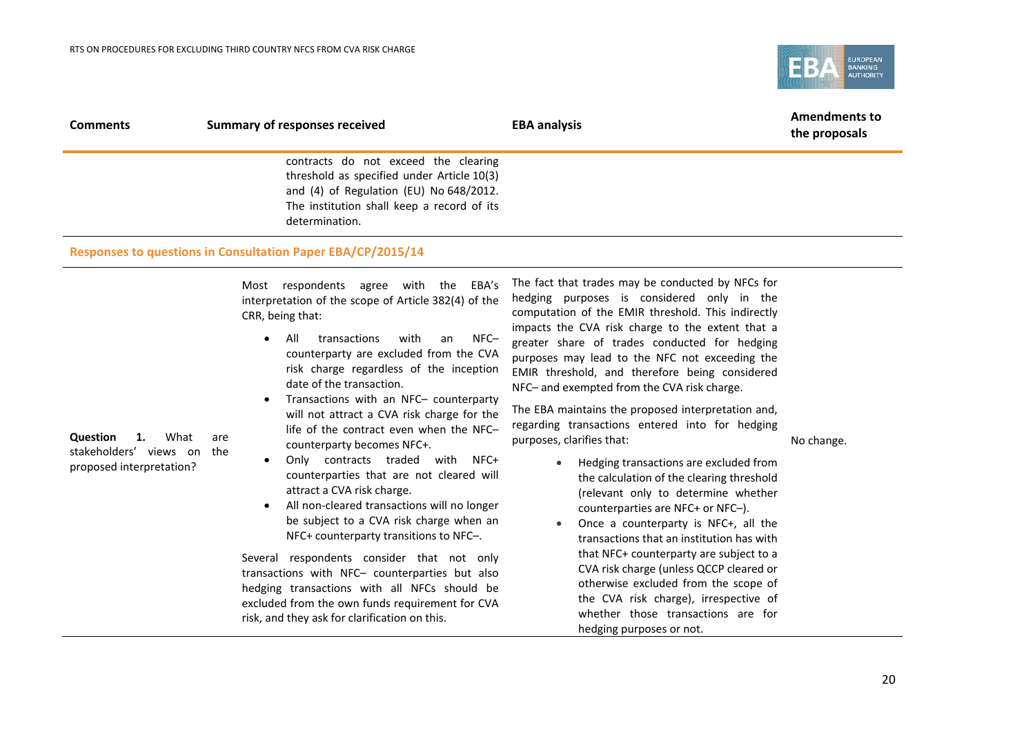| Comments | Summary of responses received | EBA analysis | Amendments to the proposals |
|---|---|---|---|
| | contracts do not exceed the clearing threshold as specified under Article 10(3) and (4) of Regulation (EU) No 648/2012. The institution shall keep a record of its determination. | | |

**Responses to questions in Consultation Paper EBA/CP/2015/14**

| Comments | Summary of responses received | EBA analysis | Amendments to the proposals |
|---|---|---|---|
| **Question 1.** What are stakeholders' views on the proposed interpretation? | Most respondents agree with the EBA's interpretation of the scope of Article 382(4) of the CRR, being that:<br>• All transactions with an NFC– counterparty are excluded from the CVA risk charge regardless of the inception date of the transaction.<br>• Transactions with an NFC– counterparty will not attract a CVA risk charge for the life of the contract even when the NFC– counterparty becomes NFC+.<br>• Only contracts traded with NFC+ counterparties that are not cleared will attract a CVA risk charge.<br>• All non-cleared transactions will no longer be subject to a CVA risk charge when an NFC+ counterparty transitions to NFC–.<br><br>Several respondents consider that not only transactions with NFC– counterparties but also hedging transactions with all NFCs should be excluded from the own funds requirement for CVA risk, and they ask for clarification on this. | The fact that trades may be conducted by NFCs for hedging purposes is considered only in the computation of the EMIR threshold. This indirectly impacts the CVA risk charge to the extent that a greater share of trades conducted for hedging purposes may lead to the NFC not exceeding the EMIR threshold, and therefore being considered NFC– and exempted from the CVA risk charge.<br><br>The EBA maintains the proposed interpretation and, regarding transactions entered into for hedging purposes, clarifies that:<br>• Hedging transactions are excluded from the calculation of the clearing threshold (relevant only to determine whether counterparties are NFC+ or NFC–).<br>• Once a counterparty is NFC+, all the transactions that an institution has with that NFC+ counterparty are subject to a CVA risk charge (unless QCCP cleared or otherwise excluded from the scope of the CVA risk charge), irrespective of whether those transactions are for hedging purposes or not. | No change. |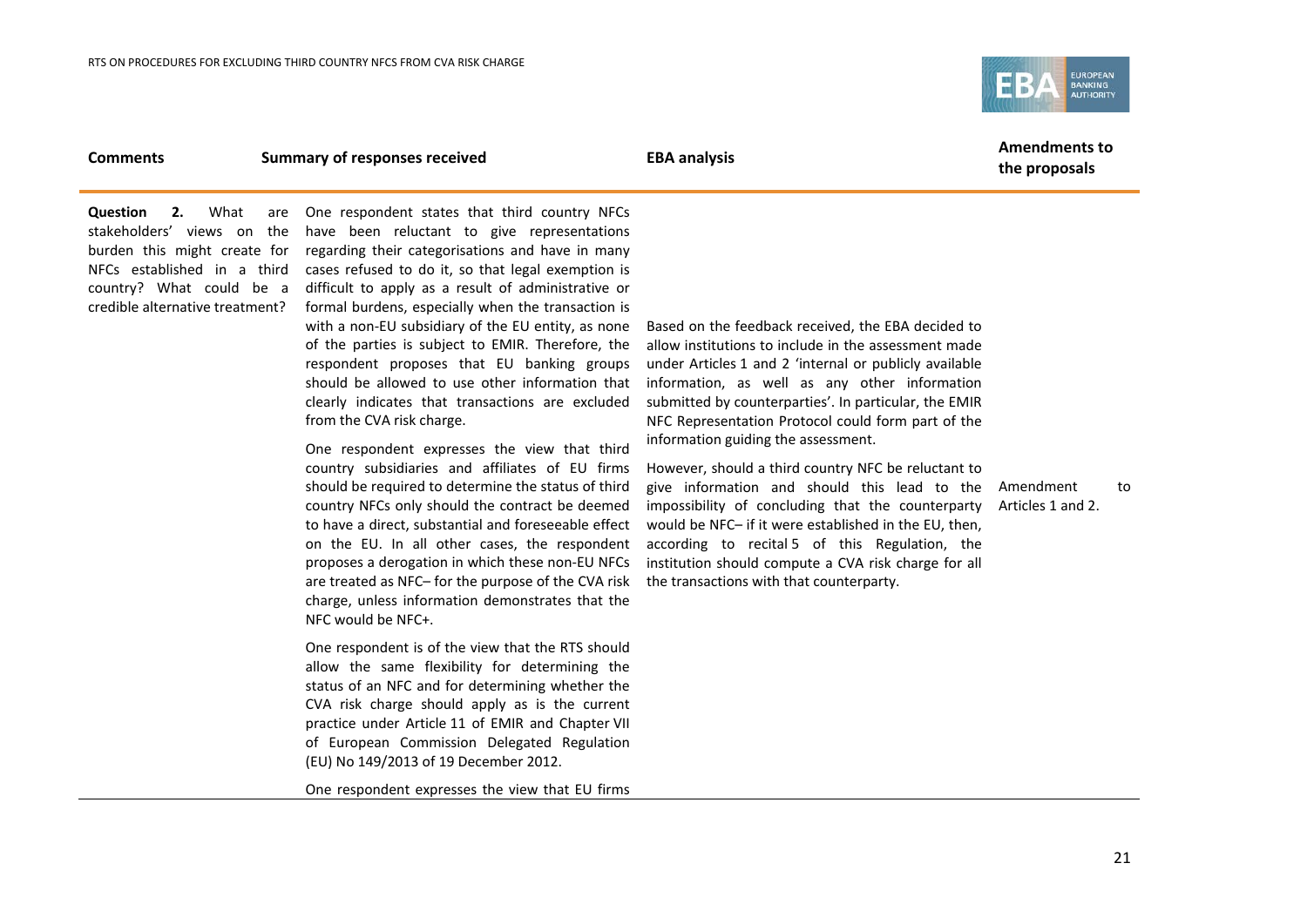| Comments | Summary of responses received | EBA analysis | Amendments to the proposals |
|---|---|---|---|
| **Question 2.** What are stakeholders' views on the burden this might create for NFCs established in a third country? What could be a credible alternative treatment? | One respondent states that third country NFCs have been reluctant to give representations regarding their categorisations and have in many cases refused to do it, so that legal exemption is difficult to apply as a result of administrative or formal burdens, especially when the transaction is with a non-EU subsidiary of the EU entity, as none of the parties is subject to EMIR. Therefore, the respondent proposes that EU banking groups should be allowed to use other information that clearly indicates that transactions are excluded from the CVA risk charge.<br><br>One respondent expresses the view that third country subsidiaries and affiliates of EU firms should be required to determine the status of third country NFCs only should the contract be deemed to have a direct, substantial and foreseeable effect on the EU. In all other cases, the respondent proposes a derogation in which these non-EU NFCs are treated as NFC– for the purpose of the CVA risk charge, unless information demonstrates that the NFC would be NFC+.<br><br>One respondent is of the view that the RTS should allow the same flexibility for determining the status of an NFC and for determining whether the CVA risk charge should apply as is the current practice under Article 11 of EMIR and Chapter VII of European Commission Delegated Regulation (EU) No 149/2013 of 19 December 2012.<br><br>One respondent expresses the view that EU firms | Based on the feedback received, the EBA decided to allow institutions to include in the assessment made under Articles 1 and 2 'internal or publicly available information, as well as any other information submitted by counterparties'. In particular, the EMIR NFC Representation Protocol could form part of the information guiding the assessment.<br><br>However, should a third country NFC be reluctant to give information and should this lead to the impossibility of concluding that the counterparty would be NFC– if it were established in the EU, then, according to recital 5 of this Regulation, the institution should compute a CVA risk charge for all the transactions with that counterparty. | Amendment to Articles 1 and 2. |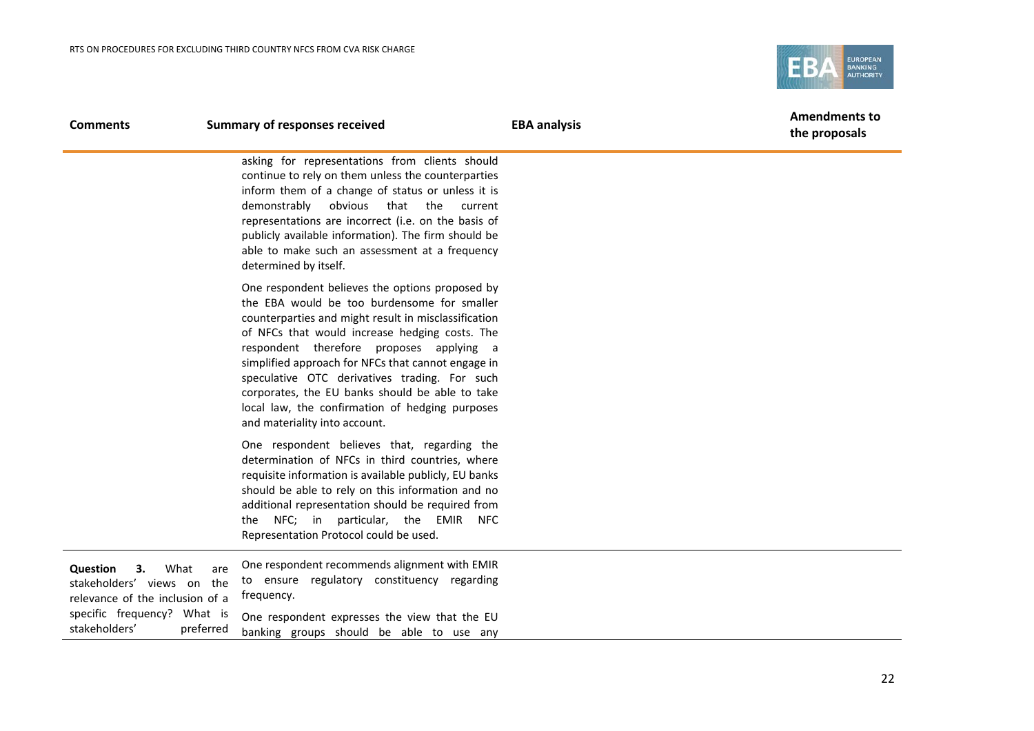| Comments | Summary of responses received | EBA analysis | Amendments to the proposals |
|---|---|---|---|
| | asking for representations from clients should continue to rely on them unless the counterparties inform them of a change of status or unless it is demonstrably obvious that the current representations are incorrect (i.e. on the basis of publicly available information). The firm should be able to make such an assessment at a frequency determined by itself.<br><br>One respondent believes the options proposed by the EBA would be too burdensome for smaller counterparties and might result in misclassification of NFCs that would increase hedging costs. The respondent therefore proposes applying a simplified approach for NFCs that cannot engage in speculative OTC derivatives trading. For such corporates, the EU banks should be able to take local law, the confirmation of hedging purposes and materiality into account.<br><br>One respondent believes that, regarding the determination of NFCs in third countries, where requisite information is available publicly, EU banks should be able to rely on this information and no additional representation should be required from the NFC; in particular, the EMIR NFC Representation Protocol could be used. | | |
| **Question 3.** What are stakeholders' views on the relevance of the inclusion of a specific frequency? What is stakeholders' preferred | One respondent recommends alignment with EMIR to ensure regulatory constituency regarding frequency.<br><br>One respondent expresses the view that the EU banking groups should be able to use any | | |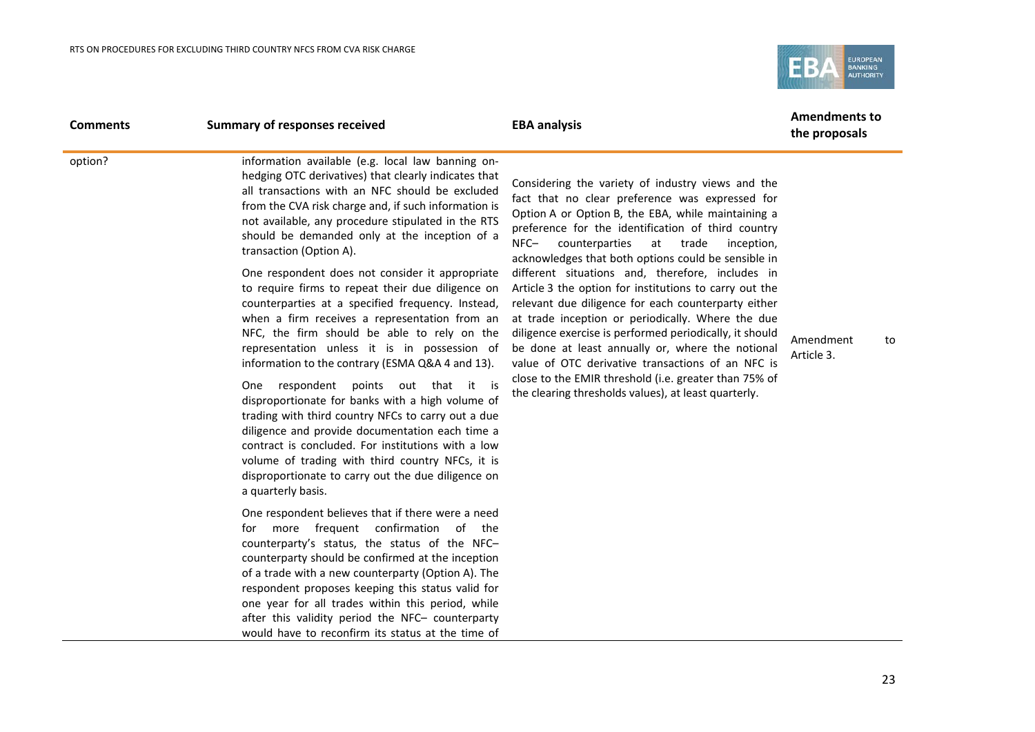| Comments | Summary of responses received | EBA analysis | Amendments to the proposals |
|---|---|---|---|
| option? | information available (e.g. local law banning on-hedging OTC derivatives) that clearly indicates that all transactions with an NFC should be excluded from the CVA risk charge and, if such information is not available, any procedure stipulated in the RTS should be demanded only at the inception of a transaction (Option A).<br><br>One respondent does not consider it appropriate to require firms to repeat their due diligence on counterparties at a specified frequency. Instead, when a firm receives a representation from an NFC, the firm should be able to rely on the representation unless it is in possession of information to the contrary (ESMA Q&A 4 and 13).<br><br>One respondent points out that it is disproportionate for banks with a high volume of trading with third country NFCs to carry out a due diligence and provide documentation each time a contract is concluded. For institutions with a low volume of trading with third country NFCs, it is disproportionate to carry out the due diligence on a quarterly basis.<br><br>One respondent believes that if there were a need for more frequent confirmation of the counterparty's status, the status of the NFC– counterparty should be confirmed at the inception of a trade with a new counterparty (Option A). The respondent proposes keeping this status valid for one year for all trades within this period, while after this validity period the NFC– counterparty would have to reconfirm its status at the time of | Considering the variety of industry views and the fact that no clear preference was expressed for Option A or Option B, the EBA, while maintaining a preference for the identification of third country NFC– counterparties at trade inception, acknowledges that both options could be sensible in different situations and, therefore, includes in Article 3 the option for institutions to carry out the relevant due diligence for each counterparty either at trade inception or periodically. Where the due diligence exercise is performed periodically, it should be done at least annually or, where the notional value of OTC derivative transactions of an NFC is close to the EMIR threshold (i.e. greater than 75% of the clearing thresholds values), at least quarterly. | Amendment to Article 3. |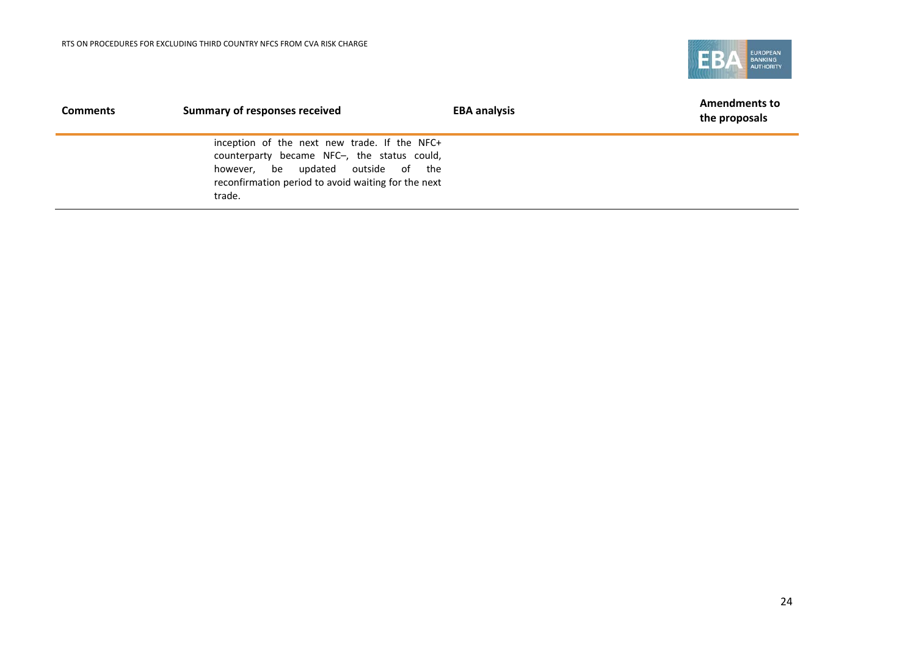| Comments | Summary of responses received | EBA analysis | Amendments to the proposals |
| --- | --- | --- | --- |
| | inception of the next new trade. If the NFC+ counterparty became NFC–, the status could, however, be updated outside of the reconfirmation period to avoid waiting for the next trade. | | |